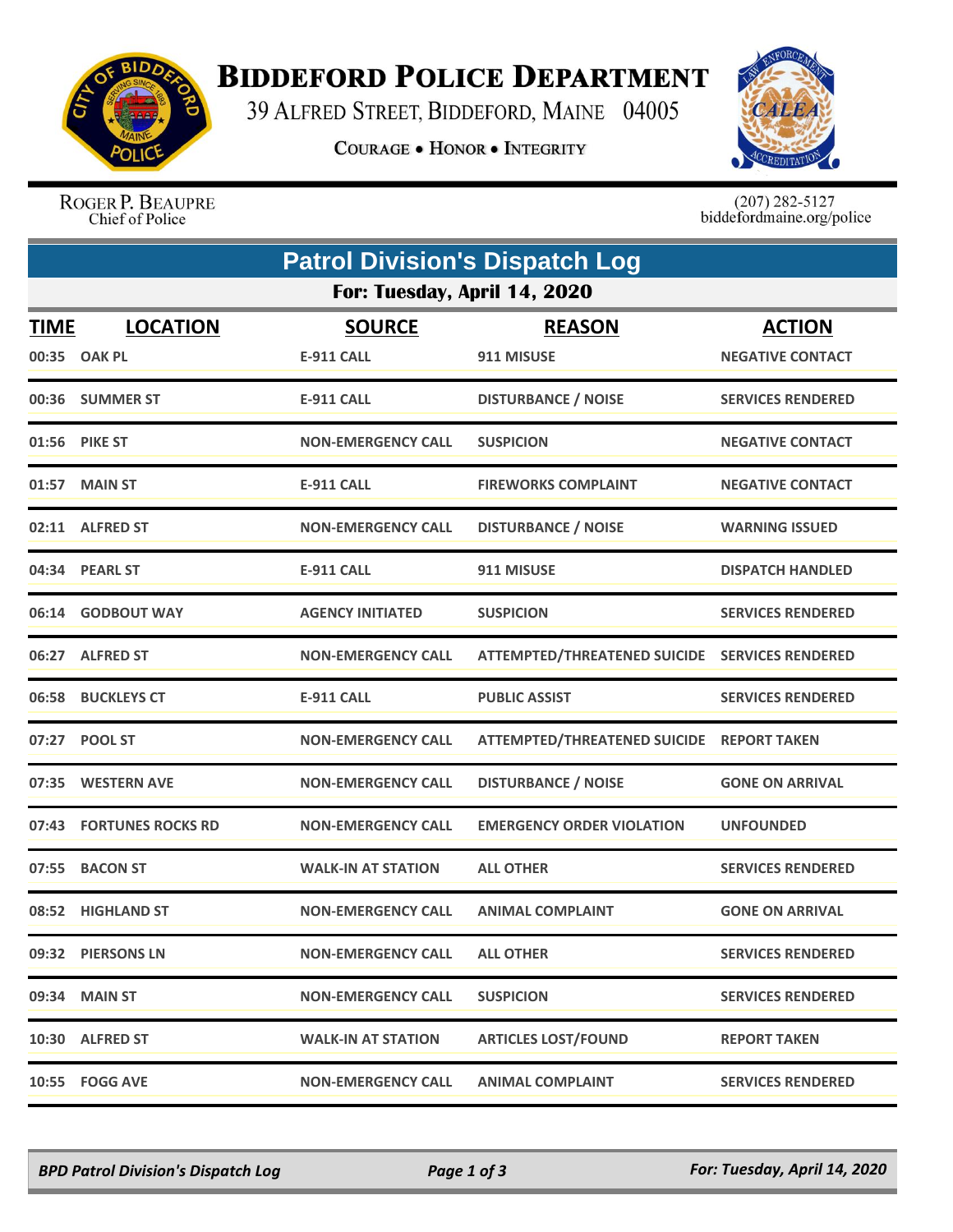# BIDDEFORD POLICE DEPARTMENT

39 ALFRED STREET, BIDDEFORD, MAINE 04005

COURAGE • HONOR • INTEGRITY

ROGER P. BEAUPRE
Chief of Police

(207) 282-5127
biddefordmaine.org/police

## Patrol Division's Dispatch Log

### For: Tuesday, April 14, 2020

| TIME | LOCATION | SOURCE | REASON | ACTION |
|---|---|---|---|---|
| 00:35 | OAK PL | E-911 CALL | 911 MISUSE | NEGATIVE CONTACT |
| 00:36 | SUMMER ST | E-911 CALL | DISTURBANCE / NOISE | SERVICES RENDERED |
| 01:56 | PIKE ST | NON-EMERGENCY CALL | SUSPICION | NEGATIVE CONTACT |
| 01:57 | MAIN ST | E-911 CALL | FIREWORKS COMPLAINT | NEGATIVE CONTACT |
| 02:11 | ALFRED ST | NON-EMERGENCY CALL | DISTURBANCE / NOISE | WARNING ISSUED |
| 04:34 | PEARL ST | E-911 CALL | 911 MISUSE | DISPATCH HANDLED |
| 06:14 | GODBOUT WAY | AGENCY INITIATED | SUSPICION | SERVICES RENDERED |
| 06:27 | ALFRED ST | NON-EMERGENCY CALL | ATTEMPTED/THREATENED SUICIDE | SERVICES RENDERED |
| 06:58 | BUCKLEYS CT | E-911 CALL | PUBLIC ASSIST | SERVICES RENDERED |
| 07:27 | POOL ST | NON-EMERGENCY CALL | ATTEMPTED/THREATENED SUICIDE | REPORT TAKEN |
| 07:35 | WESTERN AVE | NON-EMERGENCY CALL | DISTURBANCE / NOISE | GONE ON ARRIVAL |
| 07:43 | FORTUNES ROCKS RD | NON-EMERGENCY CALL | EMERGENCY ORDER VIOLATION | UNFOUNDED |
| 07:55 | BACON ST | WALK-IN AT STATION | ALL OTHER | SERVICES RENDERED |
| 08:52 | HIGHLAND ST | NON-EMERGENCY CALL | ANIMAL COMPLAINT | GONE ON ARRIVAL |
| 09:32 | PIERSONS LN | NON-EMERGENCY CALL | ALL OTHER | SERVICES RENDERED |
| 09:34 | MAIN ST | NON-EMERGENCY CALL | SUSPICION | SERVICES RENDERED |
| 10:30 | ALFRED ST | WALK-IN AT STATION | ARTICLES LOST/FOUND | REPORT TAKEN |
| 10:55 | FOGG AVE | NON-EMERGENCY CALL | ANIMAL COMPLAINT | SERVICES RENDERED |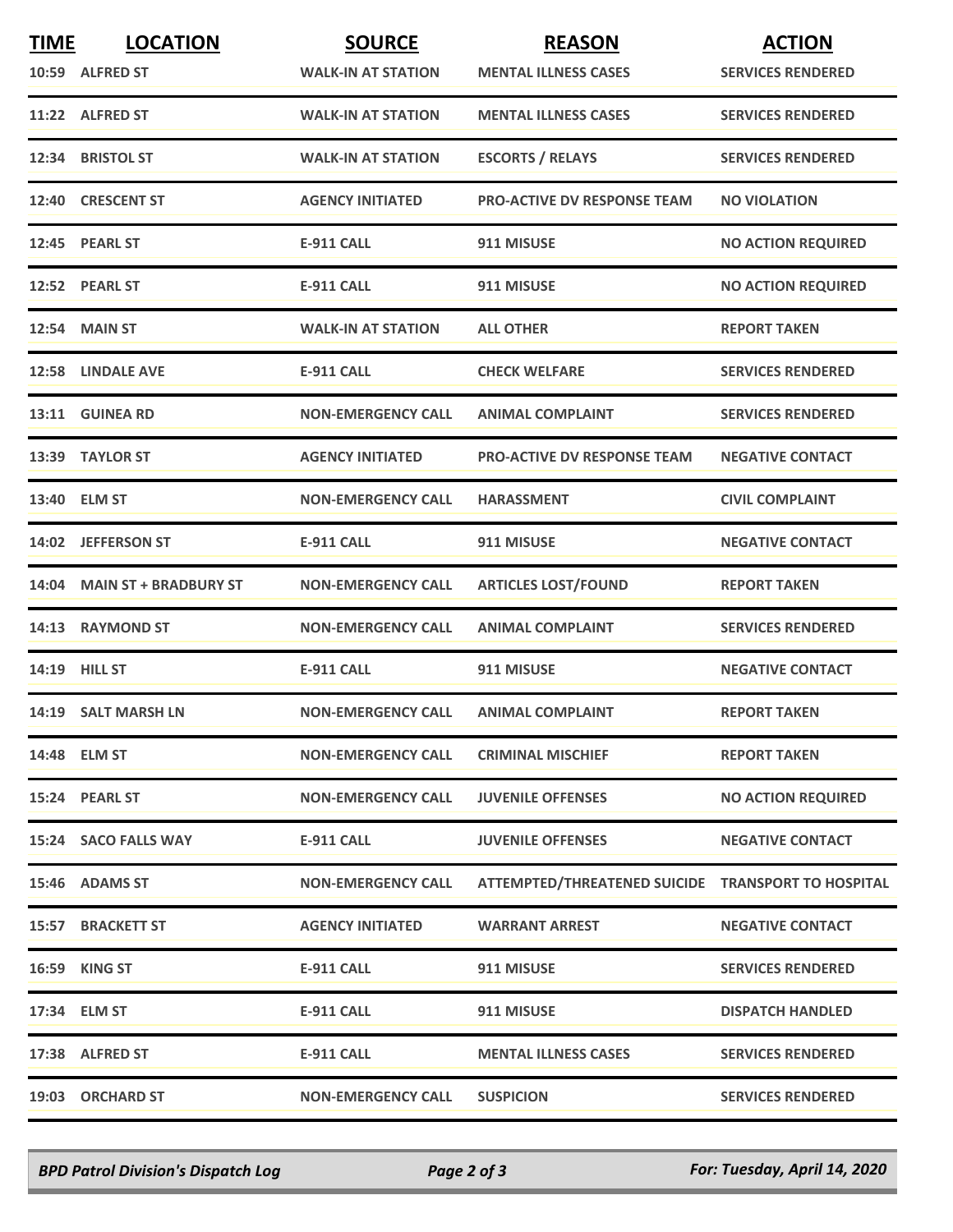| TIME | LOCATION | SOURCE | REASON | ACTION |
|---|---|---|---|---|
| 10:59 | ALFRED ST | WALK-IN AT STATION | MENTAL ILLNESS CASES | SERVICES RENDERED |
| 11:22 | ALFRED ST | WALK-IN AT STATION | MENTAL ILLNESS CASES | SERVICES RENDERED |
| 12:34 | BRISTOL ST | WALK-IN AT STATION | ESCORTS / RELAYS | SERVICES RENDERED |
| 12:40 | CRESCENT ST | AGENCY INITIATED | PRO-ACTIVE DV RESPONSE TEAM | NO VIOLATION |
| 12:45 | PEARL ST | E-911 CALL | 911 MISUSE | NO ACTION REQUIRED |
| 12:52 | PEARL ST | E-911 CALL | 911 MISUSE | NO ACTION REQUIRED |
| 12:54 | MAIN ST | WALK-IN AT STATION | ALL OTHER | REPORT TAKEN |
| 12:58 | LINDALE AVE | E-911 CALL | CHECK WELFARE | SERVICES RENDERED |
| 13:11 | GUINEA RD | NON-EMERGENCY CALL | ANIMAL COMPLAINT | SERVICES RENDERED |
| 13:39 | TAYLOR ST | AGENCY INITIATED | PRO-ACTIVE DV RESPONSE TEAM | NEGATIVE CONTACT |
| 13:40 | ELM ST | NON-EMERGENCY CALL | HARASSMENT | CIVIL COMPLAINT |
| 14:02 | JEFFERSON ST | E-911 CALL | 911 MISUSE | NEGATIVE CONTACT |
| 14:04 | MAIN ST + BRADBURY ST | NON-EMERGENCY CALL | ARTICLES LOST/FOUND | REPORT TAKEN |
| 14:13 | RAYMOND ST | NON-EMERGENCY CALL | ANIMAL COMPLAINT | SERVICES RENDERED |
| 14:19 | HILL ST | E-911 CALL | 911 MISUSE | NEGATIVE CONTACT |
| 14:19 | SALT MARSH LN | NON-EMERGENCY CALL | ANIMAL COMPLAINT | REPORT TAKEN |
| 14:48 | ELM ST | NON-EMERGENCY CALL | CRIMINAL MISCHIEF | REPORT TAKEN |
| 15:24 | PEARL ST | NON-EMERGENCY CALL | JUVENILE OFFENSES | NO ACTION REQUIRED |
| 15:24 | SACO FALLS WAY | E-911 CALL | JUVENILE OFFENSES | NEGATIVE CONTACT |
| 15:46 | ADAMS ST | NON-EMERGENCY CALL | ATTEMPTED/THREATENED SUICIDE | TRANSPORT TO HOSPITAL |
| 15:57 | BRACKETT ST | AGENCY INITIATED | WARRANT ARREST | NEGATIVE CONTACT |
| 16:59 | KING ST | E-911 CALL | 911 MISUSE | SERVICES RENDERED |
| 17:34 | ELM ST | E-911 CALL | 911 MISUSE | DISPATCH HANDLED |
| 17:38 | ALFRED ST | E-911 CALL | MENTAL ILLNESS CASES | SERVICES RENDERED |
| 19:03 | ORCHARD ST | NON-EMERGENCY CALL | SUSPICION | SERVICES RENDERED |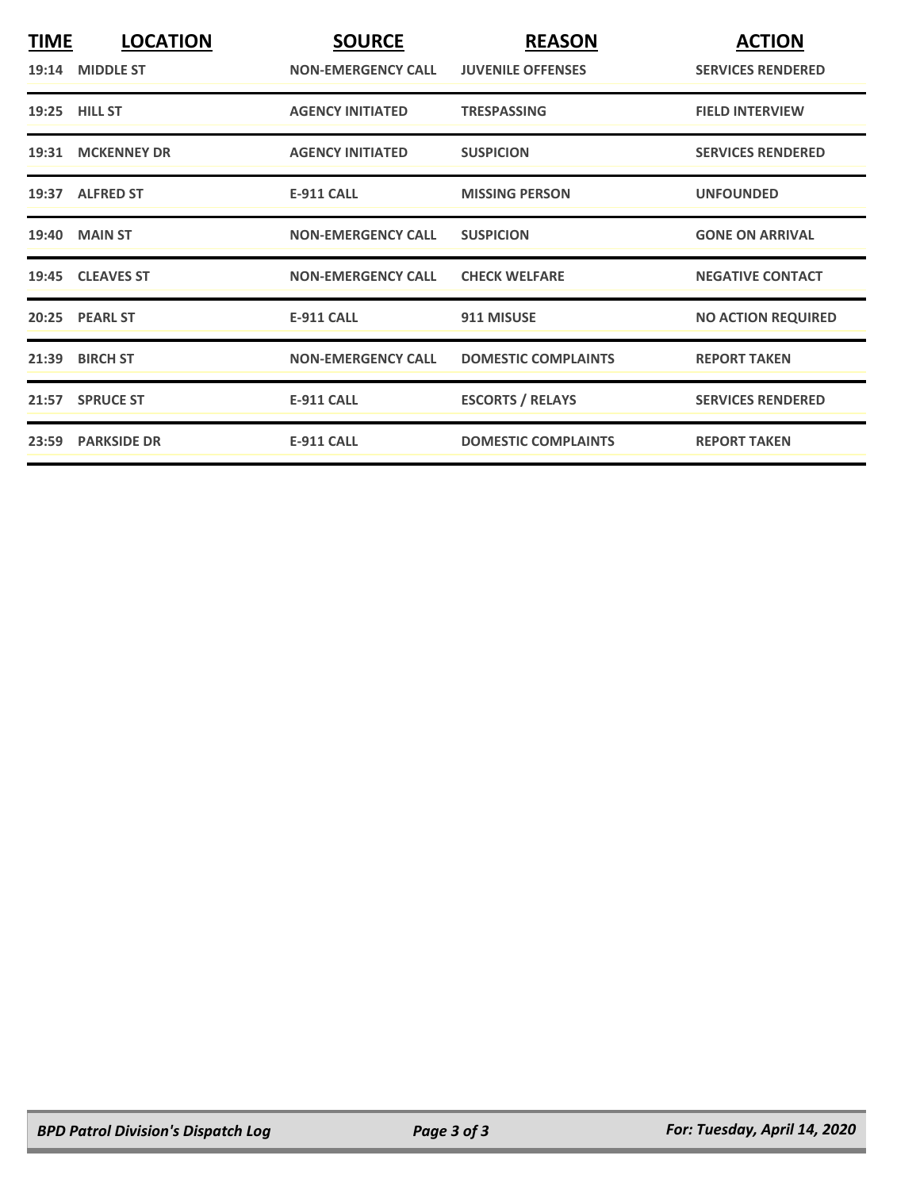| TIME | LOCATION | SOURCE | REASON | ACTION |
|---|---|---|---|---|
| 19:14 | MIDDLE ST | NON-EMERGENCY CALL | JUVENILE OFFENSES | SERVICES RENDERED |
| 19:25 | HILL ST | AGENCY INITIATED | TRESPASSING | FIELD INTERVIEW |
| 19:31 | MCKENNEY DR | AGENCY INITIATED | SUSPICION | SERVICES RENDERED |
| 19:37 | ALFRED ST | E-911 CALL | MISSING PERSON | UNFOUNDED |
| 19:40 | MAIN ST | NON-EMERGENCY CALL | SUSPICION | GONE ON ARRIVAL |
| 19:45 | CLEAVES ST | NON-EMERGENCY CALL | CHECK WELFARE | NEGATIVE CONTACT |
| 20:25 | PEARL ST | E-911 CALL | 911 MISUSE | NO ACTION REQUIRED |
| 21:39 | BIRCH ST | NON-EMERGENCY CALL | DOMESTIC COMPLAINTS | REPORT TAKEN |
| 21:57 | SPRUCE ST | E-911 CALL | ESCORTS / RELAYS | SERVICES RENDERED |
| 23:59 | PARKSIDE DR | E-911 CALL | DOMESTIC COMPLAINTS | REPORT TAKEN |